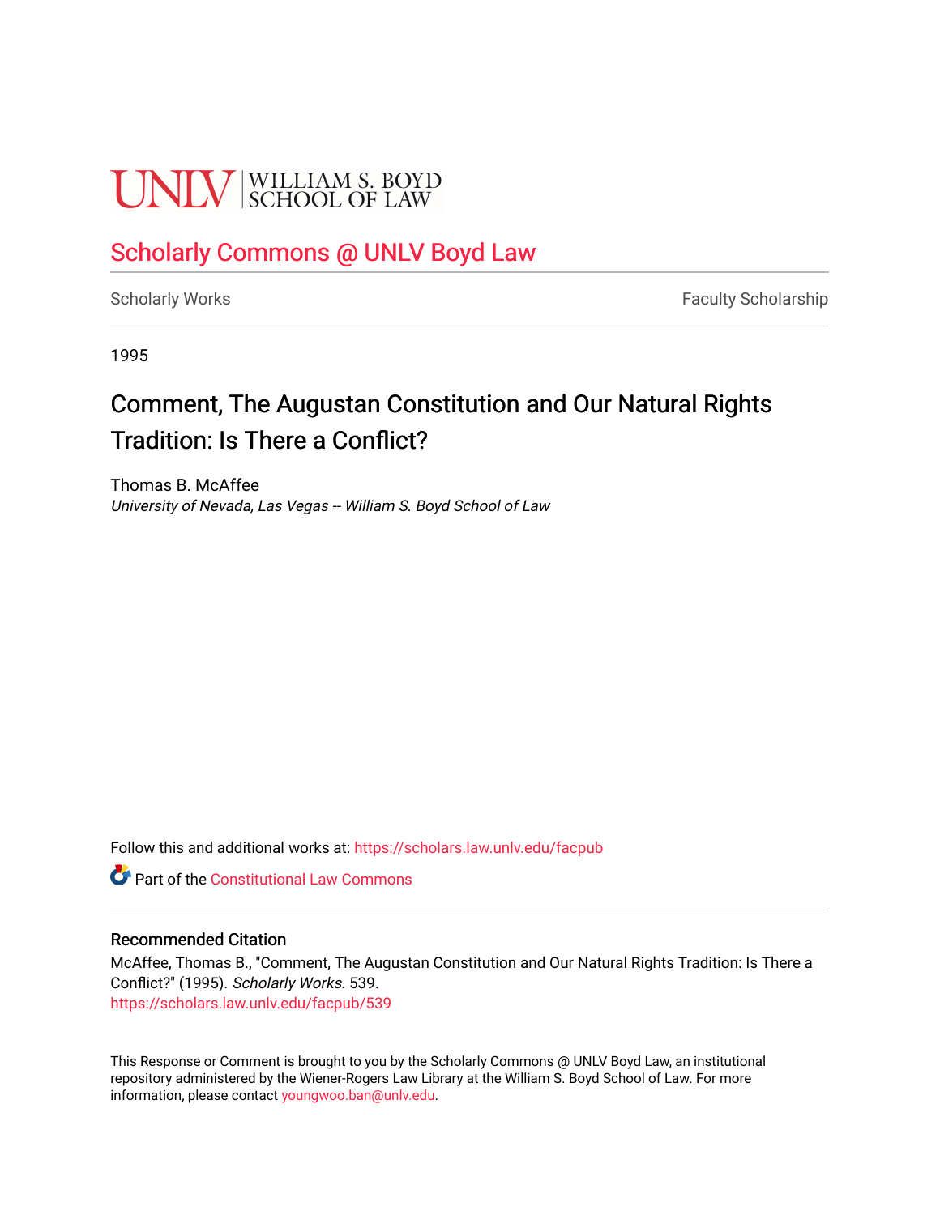UNLV | WILLIAM S. BOYD SCHOOL OF LAW

# Scholarly Commons @ UNLV Boyd Law

Scholarly Works | Faculty Scholarship

1995

## Comment, The Augustan Constitution and Our Natural Rights Tradition: Is There a Conflict?

Thomas B. McAffee
*University of Nevada, Las Vegas -- William S. Boyd School of Law*

Follow this and additional works at: https://scholars.law.unlv.edu/facpub

Part of the Constitutional Law Commons

### Recommended Citation

McAffee, Thomas B., "Comment, The Augustan Constitution and Our Natural Rights Tradition: Is There a Conflict?" (1995). *Scholarly Works.* 539.
https://scholars.law.unlv.edu/facpub/539

This Response or Comment is brought to you by the Scholarly Commons @ UNLV Boyd Law, an institutional repository administered by the Wiener-Rogers Law Library at the William S. Boyd School of Law. For more information, please contact youngwoo.ban@unlv.edu.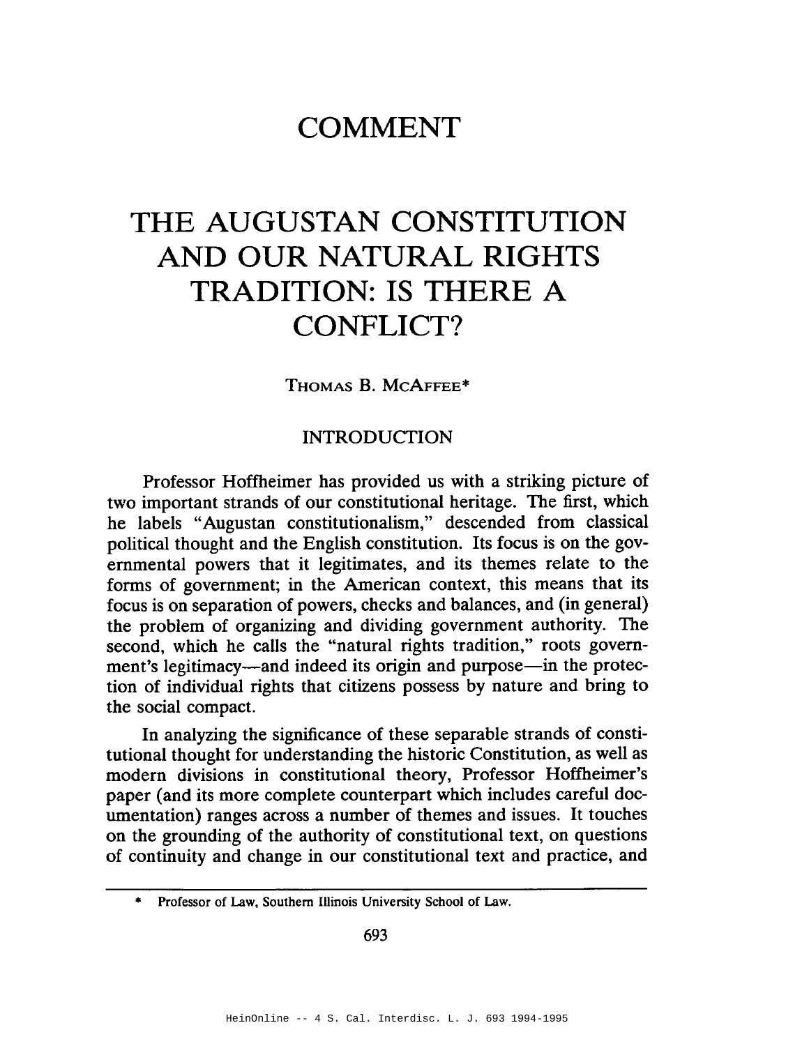# COMMENT

# THE AUGUSTAN CONSTITUTION AND OUR NATURAL RIGHTS TRADITION: IS THERE A CONFLICT?

THOMAS B. MCAFFEE*

## INTRODUCTION

Professor Hoffheimer has provided us with a striking picture of two important strands of our constitutional heritage. The first, which he labels "Augustan constitutionalism," descended from classical political thought and the English constitution. Its focus is on the governmental powers that it legitimates, and its themes relate to the forms of government; in the American context, this means that its focus is on separation of powers, checks and balances, and (in general) the problem of organizing and dividing government authority. The second, which he calls the "natural rights tradition," roots government's legitimacy—and indeed its origin and purpose—in the protection of individual rights that citizens possess by nature and bring to the social compact.

In analyzing the significance of these separable strands of constitutional thought for understanding the historic Constitution, as well as modern divisions in constitutional theory, Professor Hoffheimer's paper (and its more complete counterpart which includes careful documentation) ranges across a number of themes and issues. It touches on the grounding of the authority of constitutional text, on questions of continuity and change in our constitutional text and practice, and

---

* Professor of Law, Southern Illinois University School of Law.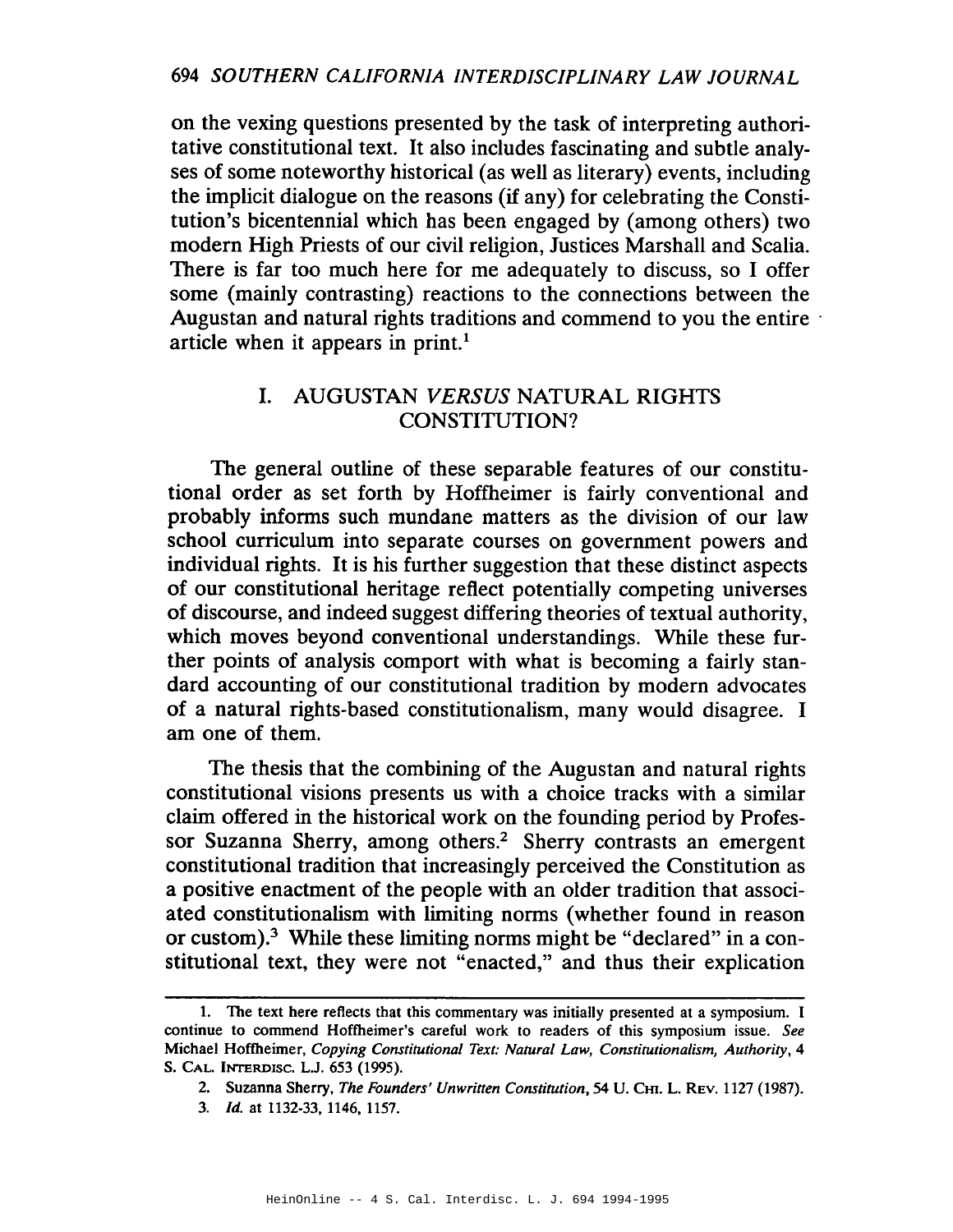on the vexing questions presented by the task of interpreting authoritative constitutional text. It also includes fascinating and subtle analyses of some noteworthy historical (as well as literary) events, including the implicit dialogue on the reasons (if any) for celebrating the Constitution's bicentennial which has been engaged by (among others) two modern High Priests of our civil religion, Justices Marshall and Scalia. There is far too much here for me adequately to discuss, so I offer some (mainly contrasting) reactions to the connections between the Augustan and natural rights traditions and commend to you the entire article when it appears in print.[1]

## I. AUGUSTAN *VERSUS* NATURAL RIGHTS CONSTITUTION?

The general outline of these separable features of our constitutional order as set forth by Hoffheimer is fairly conventional and probably informs such mundane matters as the division of our law school curriculum into separate courses on government powers and individual rights. It is his further suggestion that these distinct aspects of our constitutional heritage reflect potentially competing universes of discourse, and indeed suggest differing theories of textual authority, which moves beyond conventional understandings. While these further points of analysis comport with what is becoming a fairly standard accounting of our constitutional tradition by modern advocates of a natural rights-based constitutionalism, many would disagree. I am one of them.

The thesis that the combining of the Augustan and natural rights constitutional visions presents us with a choice tracks with a similar claim offered in the historical work on the founding period by Professor Suzanna Sherry, among others.[2] Sherry contrasts an emergent constitutional tradition that increasingly perceived the Constitution as a positive enactment of the people with an older tradition that associated constitutionalism with limiting norms (whether found in reason or custom).[3] While these limiting norms might be "declared" in a constitutional text, they were not "enacted," and thus their explication

---

1. The text here reflects that this commentary was initially presented at a symposium. I continue to commend Hoffheimer's careful work to readers of this symposium issue. *See* Michael Hoffheimer, *Copying Constitutional Text: Natural Law, Constitutionalism, Authority*, 4 S. CAL. INTERDISC. L.J. 653 (1995).

2. Suzanna Sherry, *The Founders' Unwritten Constitution*, 54 U. CHI. L. REV. 1127 (1987).

3. *Id.* at 1132-33, 1146, 1157.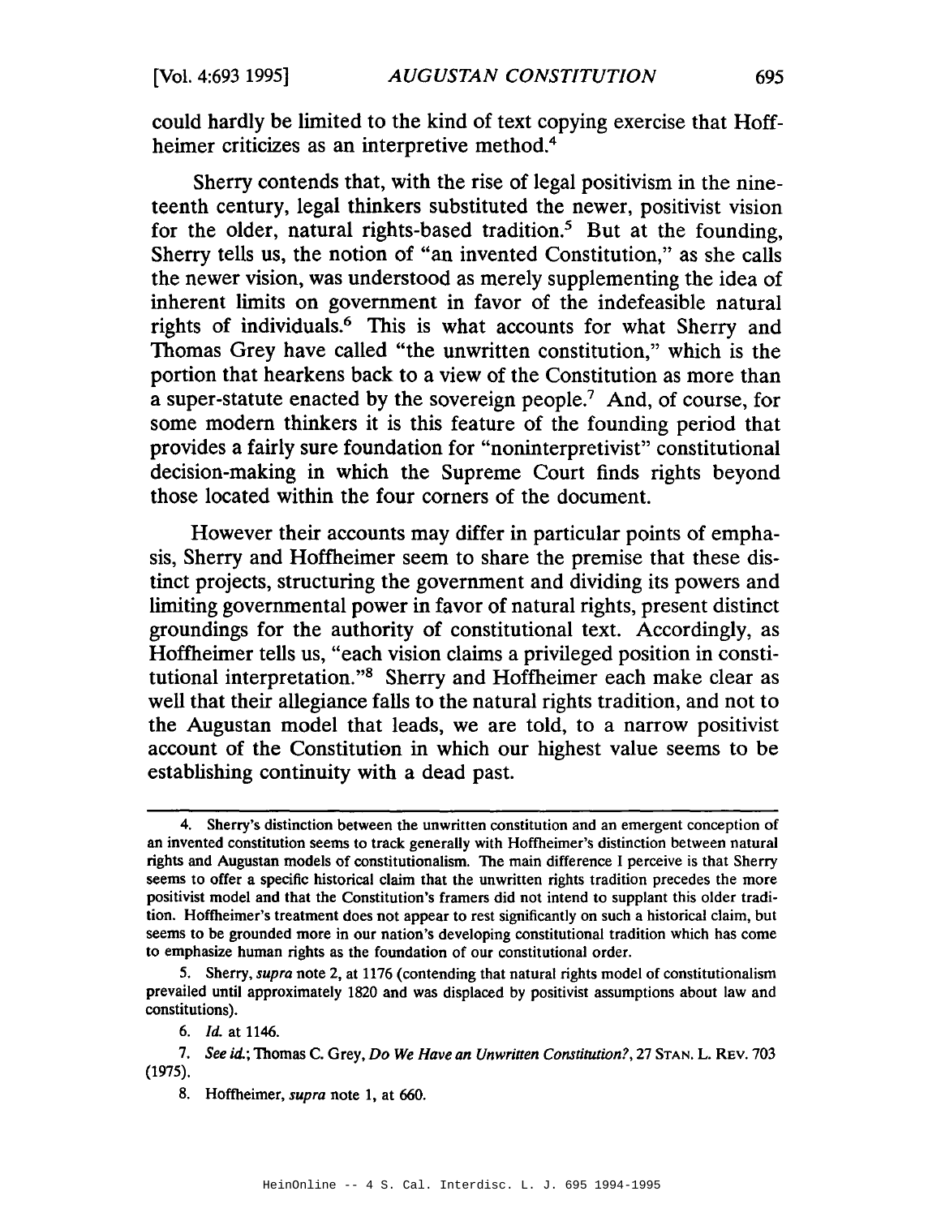could hardly be limited to the kind of text copying exercise that Hoffheimer criticizes as an interpretive method.[4]

Sherry contends that, with the rise of legal positivism in the nineteenth century, legal thinkers substituted the newer, positivist vision for the older, natural rights-based tradition.[5] But at the founding, Sherry tells us, the notion of "an invented Constitution," as she calls the newer vision, was understood as merely supplementing the idea of inherent limits on government in favor of the indefeasible natural rights of individuals.[6] This is what accounts for what Sherry and Thomas Grey have called "the unwritten constitution," which is the portion that hearkens back to a view of the Constitution as more than a super-statute enacted by the sovereign people.[7] And, of course, for some modern thinkers it is this feature of the founding period that provides a fairly sure foundation for "noninterpretivist" constitutional decision-making in which the Supreme Court finds rights beyond those located within the four corners of the document.

However their accounts may differ in particular points of emphasis, Sherry and Hoffheimer seem to share the premise that these distinct projects, structuring the government and dividing its powers and limiting governmental power in favor of natural rights, present distinct groundings for the authority of constitutional text. Accordingly, as Hoffheimer tells us, "each vision claims a privileged position in constitutional interpretation."[8] Sherry and Hoffheimer each make clear as well that their allegiance falls to the natural rights tradition, and not to the Augustan model that leads, we are told, to a narrow positivist account of the Constitution in which our highest value seems to be establishing continuity with a dead past.

---

4. Sherry's distinction between the unwritten constitution and an emergent conception of an invented constitution seems to track generally with Hoffheimer's distinction between natural rights and Augustan models of constitutionalism. The main difference I perceive is that Sherry seems to offer a specific historical claim that the unwritten rights tradition precedes the more positivist model and that the Constitution's framers did not intend to supplant this older tradition. Hoffheimer's treatment does not appear to rest significantly on such a historical claim, but seems to be grounded more in our nation's developing constitutional tradition which has come to emphasize human rights as the foundation of our constitutional order.

5. Sherry, *supra* note 2, at 1176 (contending that natural rights model of constitutionalism prevailed until approximately 1820 and was displaced by positivist assumptions about law and constitutions).

6. *Id.* at 1146.

7. *See id.*; Thomas C. Grey, *Do We Have an Unwritten Constitution?*, 27 STAN. L. REV. 703 (1975).

8. Hoffheimer, *supra* note 1, at 660.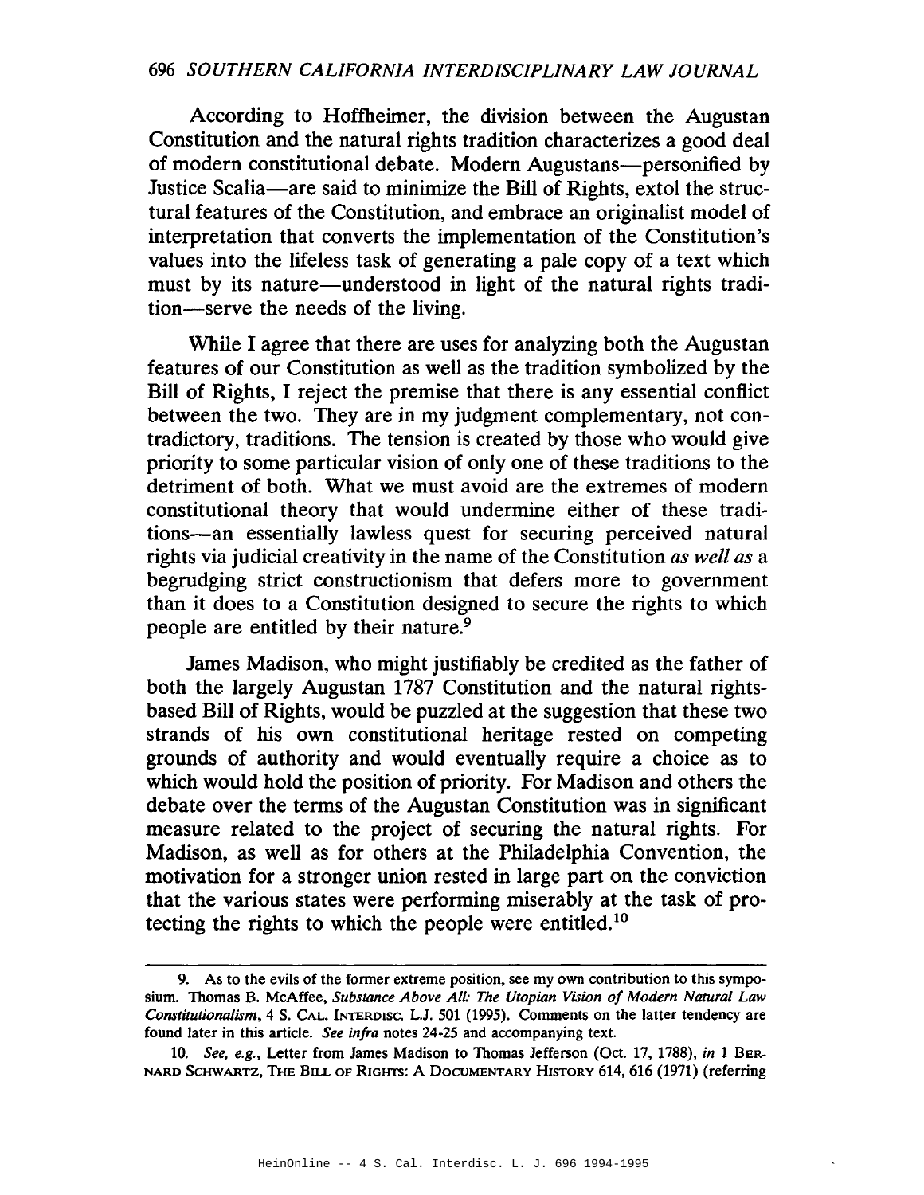According to Hoffheimer, the division between the Augustan Constitution and the natural rights tradition characterizes a good deal of modern constitutional debate. Modern Augustans—personified by Justice Scalia—are said to minimize the Bill of Rights, extol the structural features of the Constitution, and embrace an originalist model of interpretation that converts the implementation of the Constitution's values into the lifeless task of generating a pale copy of a text which must by its nature—understood in light of the natural rights tradition—serve the needs of the living.

While I agree that there are uses for analyzing both the Augustan features of our Constitution as well as the tradition symbolized by the Bill of Rights, I reject the premise that there is any essential conflict between the two. They are in my judgment complementary, not contradictory, traditions. The tension is created by those who would give priority to some particular vision of only one of these traditions to the detriment of both. What we must avoid are the extremes of modern constitutional theory that would undermine either of these traditions—an essentially lawless quest for securing perceived natural rights via judicial creativity in the name of the Constitution *as well as* a begrudging strict constructionism that defers more to government than it does to a Constitution designed to secure the rights to which people are entitled by their nature.[9]

James Madison, who might justifiably be credited as the father of both the largely Augustan 1787 Constitution and the natural rights-based Bill of Rights, would be puzzled at the suggestion that these two strands of his own constitutional heritage rested on competing grounds of authority and would eventually require a choice as to which would hold the position of priority. For Madison and others the debate over the terms of the Augustan Constitution was in significant measure related to the project of securing the natural rights. For Madison, as well as for others at the Philadelphia Convention, the motivation for a stronger union rested in large part on the conviction that the various states were performing miserably at the task of protecting the rights to which the people were entitled.[10]

---

9. As to the evils of the former extreme position, see my own contribution to this symposium. Thomas B. McAffee, *Substance Above All: The Utopian Vision of Modern Natural Law Constitutionalism*, 4 S. CAL. INTERDISC. L.J. 501 (1995). Comments on the latter tendency are found later in this article. *See infra* notes 24-25 and accompanying text.

10. *See, e.g.*, Letter from James Madison to Thomas Jefferson (Oct. 17, 1788), *in* 1 BERNARD SCHWARTZ, THE BILL OF RIGHTS: A DOCUMENTARY HISTORY 614, 616 (1971) (referring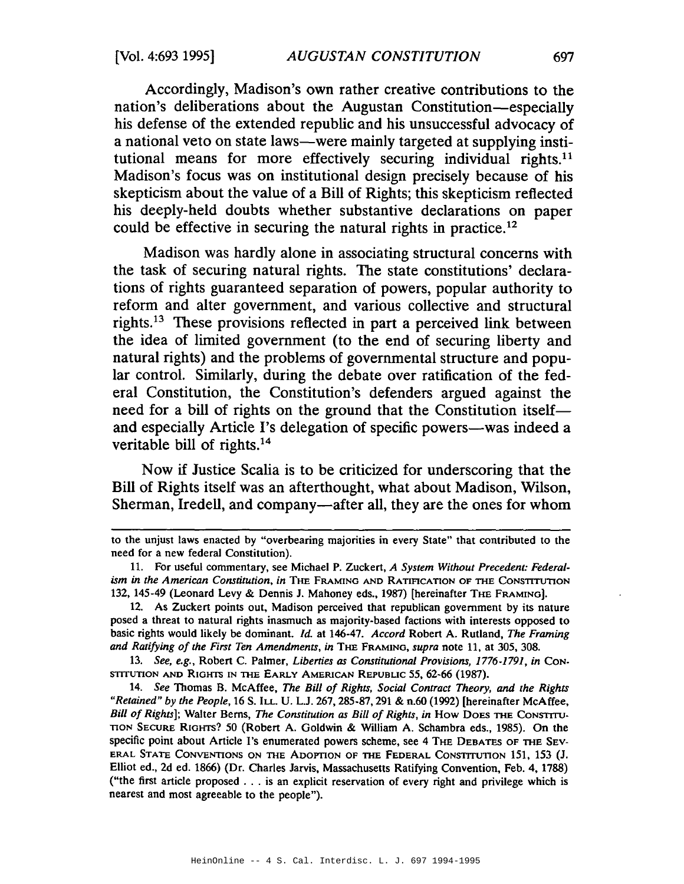Accordingly, Madison's own rather creative contributions to the nation's deliberations about the Augustan Constitution—especially his defense of the extended republic and his unsuccessful advocacy of a national veto on state laws—were mainly targeted at supplying institutional means for more effectively securing individual rights.[11] Madison's focus was on institutional design precisely because of his skepticism about the value of a Bill of Rights; this skepticism reflected his deeply-held doubts whether substantive declarations on paper could be effective in securing the natural rights in practice.[12]

Madison was hardly alone in associating structural concerns with the task of securing natural rights. The state constitutions' declarations of rights guaranteed separation of powers, popular authority to reform and alter government, and various collective and structural rights.[13] These provisions reflected in part a perceived link between the idea of limited government (to the end of securing liberty and natural rights) and the problems of governmental structure and popular control. Similarly, during the debate over ratification of the federal Constitution, the Constitution's defenders argued against the need for a bill of rights on the ground that the Constitution itself—and especially Article I's delegation of specific powers—was indeed a veritable bill of rights.[14]

Now if Justice Scalia is to be criticized for underscoring that the Bill of Rights itself was an afterthought, what about Madison, Wilson, Sherman, Iredell, and company—after all, they are the ones for whom

---

to the unjust laws enacted by "overbearing majorities in every State" that contributed to the need for a new federal Constitution).

11. For useful commentary, see Michael P. Zuckert, *A System Without Precedent: Federalism in the American Constitution*, *in* THE FRAMING AND RATIFICATION OF THE CONSTITUTION 132, 145-49 (Leonard Levy & Dennis J. Mahoney eds., 1987) [hereinafter THE FRAMING].

12. As Zuckert points out, Madison perceived that republican government by its nature posed a threat to natural rights inasmuch as majority-based factions with interests opposed to basic rights would likely be dominant. *Id.* at 146-47. *Accord* Robert A. Rutland, *The Framing and Ratifying of the First Ten Amendments*, *in* THE FRAMING, *supra* note 11, at 305, 308.

13. *See, e.g.*, Robert C. Palmer, *Liberties as Constitutional Provisions, 1776-1791*, *in* CONSTITUTION AND RIGHTS IN THE EARLY AMERICAN REPUBLIC 55, 62-66 (1987).

14. *See* Thomas B. McAffee, *The Bill of Rights, Social Contract Theory, and the Rights "Retained" by the People*, 16 S. ILL. U. L.J. 267, 285-87, 291 & n.60 (1992) [hereinafter McAffee, *Bill of Rights*]; Walter Berns, *The Constitution as Bill of Rights*, *in* HOW DOES THE CONSTITUTION SECURE RIGHTS? 50 (Robert A. Goldwin & William A. Schambra eds., 1985). On the specific point about Article I's enumerated powers scheme, see 4 THE DEBATES OF THE SEVERAL STATE CONVENTIONS ON THE ADOPTION OF THE FEDERAL CONSTITUTION 151, 153 (J. Elliot ed., 2d ed. 1866) (Dr. Charles Jarvis, Massachusetts Ratifying Convention, Feb. 4, 1788) ("the first article proposed . . . is an explicit reservation of every right and privilege which is nearest and most agreeable to the people").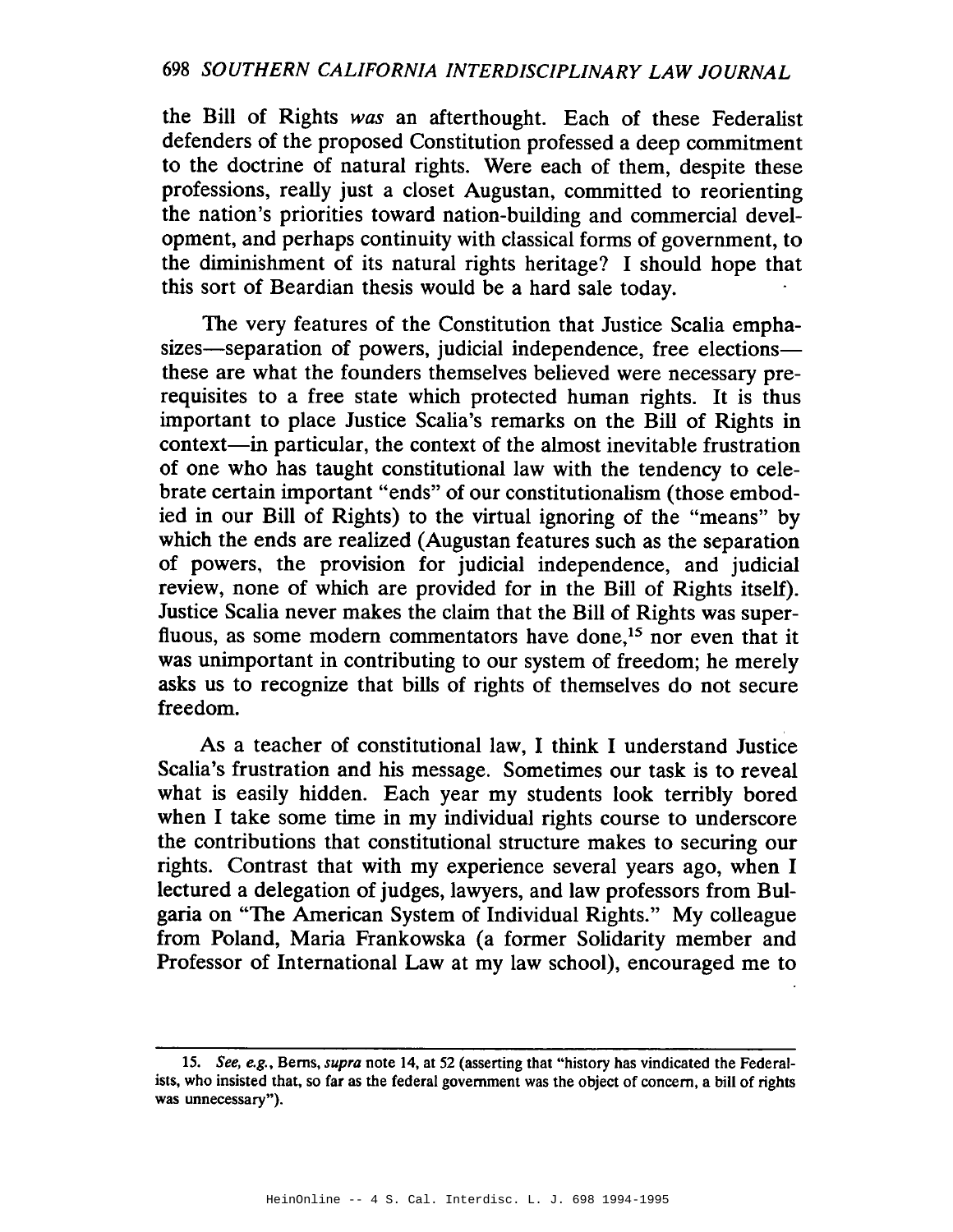the Bill of Rights *was* an afterthought. Each of these Federalist defenders of the proposed Constitution professed a deep commitment to the doctrine of natural rights. Were each of them, despite these professions, really just a closet Augustan, committed to reorienting the nation's priorities toward nation-building and commercial development, and perhaps continuity with classical forms of government, to the diminishment of its natural rights heritage? I should hope that this sort of Beardian thesis would be a hard sale today.

The very features of the Constitution that Justice Scalia emphasizes—separation of powers, judicial independence, free elections—these are what the founders themselves believed were necessary prerequisites to a free state which protected human rights. It is thus important to place Justice Scalia's remarks on the Bill of Rights in context—in particular, the context of the almost inevitable frustration of one who has taught constitutional law with the tendency to celebrate certain important "ends" of our constitutionalism (those embodied in our Bill of Rights) to the virtual ignoring of the "means" by which the ends are realized (Augustan features such as the separation of powers, the provision for judicial independence, and judicial review, none of which are provided for in the Bill of Rights itself). Justice Scalia never makes the claim that the Bill of Rights was superfluous, as some modern commentators have done,[15] nor even that it was unimportant in contributing to our system of freedom; he merely asks us to recognize that bills of rights of themselves do not secure freedom.

As a teacher of constitutional law, I think I understand Justice Scalia's frustration and his message. Sometimes our task is to reveal what is easily hidden. Each year my students look terribly bored when I take some time in my individual rights course to underscore the contributions that constitutional structure makes to securing our rights. Contrast that with my experience several years ago, when I lectured a delegation of judges, lawyers, and law professors from Bulgaria on "The American System of Individual Rights." My colleague from Poland, Maria Frankowska (a former Solidarity member and Professor of International Law at my law school), encouraged me to

---

15. *See, e.g.*, Berns, *supra* note 14, at 52 (asserting that "history has vindicated the Federalists, who insisted that, so far as the federal government was the object of concern, a bill of rights was unnecessary").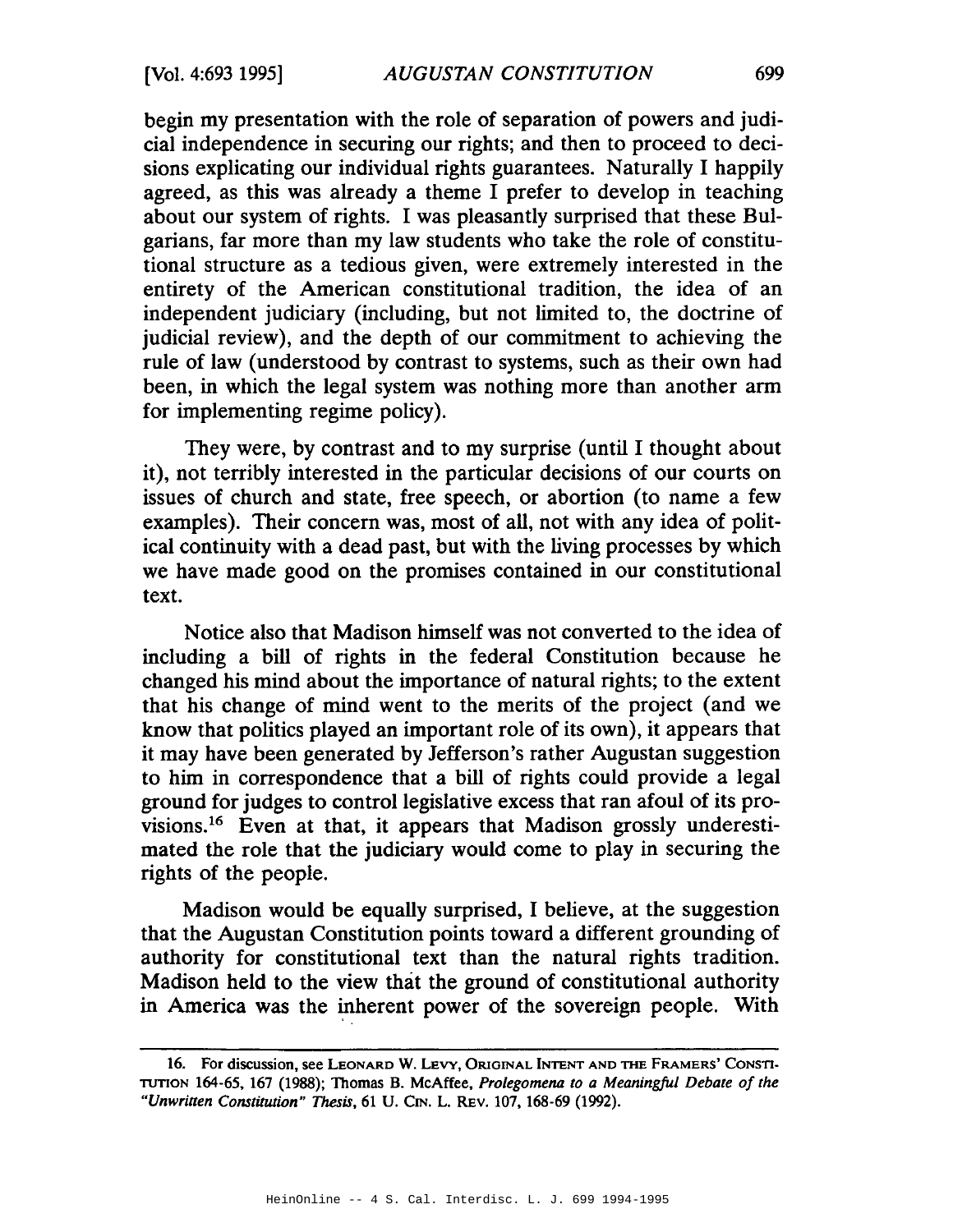begin my presentation with the role of separation of powers and judicial independence in securing our rights; and then to proceed to decisions explicating our individual rights guarantees. Naturally I happily agreed, as this was already a theme I prefer to develop in teaching about our system of rights. I was pleasantly surprised that these Bulgarians, far more than my law students who take the role of constitutional structure as a tedious given, were extremely interested in the entirety of the American constitutional tradition, the idea of an independent judiciary (including, but not limited to, the doctrine of judicial review), and the depth of our commitment to achieving the rule of law (understood by contrast to systems, such as their own had been, in which the legal system was nothing more than another arm for implementing regime policy).

They were, by contrast and to my surprise (until I thought about it), not terribly interested in the particular decisions of our courts on issues of church and state, free speech, or abortion (to name a few examples). Their concern was, most of all, not with any idea of political continuity with a dead past, but with the living processes by which we have made good on the promises contained in our constitutional text.

Notice also that Madison himself was not converted to the idea of including a bill of rights in the federal Constitution because he changed his mind about the importance of natural rights; to the extent that his change of mind went to the merits of the project (and we know that politics played an important role of its own), it appears that it may have been generated by Jefferson's rather Augustan suggestion to him in correspondence that a bill of rights could provide a legal ground for judges to control legislative excess that ran afoul of its provisions.[16] Even at that, it appears that Madison grossly underestimated the role that the judiciary would come to play in securing the rights of the people.

Madison would be equally surprised, I believe, at the suggestion that the Augustan Constitution points toward a different grounding of authority for constitutional text than the natural rights tradition. Madison held to the view that the ground of constitutional authority in America was the inherent power of the sovereign people. With

---

16. For discussion, see LEONARD W. LEVY, ORIGINAL INTENT AND THE FRAMERS' CONSTITUTION 164-65, 167 (1988); Thomas B. McAffee, *Prolegomena to a Meaningful Debate of the "Unwritten Constitution" Thesis*, 61 U. CIN. L. REV. 107, 168-69 (1992).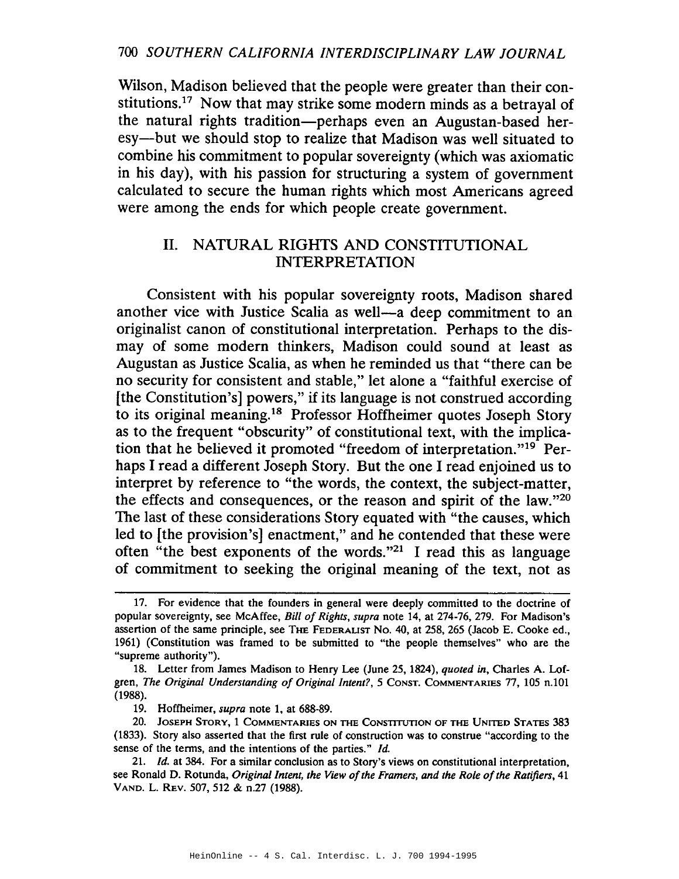Wilson, Madison believed that the people were greater than their constitutions.[17] Now that may strike some modern minds as a betrayal of the natural rights tradition—perhaps even an Augustan-based heresy—but we should stop to realize that Madison was well situated to combine his commitment to popular sovereignty (which was axiomatic in his day), with his passion for structuring a system of government calculated to secure the human rights which most Americans agreed were among the ends for which people create government.

## II. NATURAL RIGHTS AND CONSTITUTIONAL INTERPRETATION

Consistent with his popular sovereignty roots, Madison shared another vice with Justice Scalia as well—a deep commitment to an originalist canon of constitutional interpretation. Perhaps to the dismay of some modern thinkers, Madison could sound at least as Augustan as Justice Scalia, as when he reminded us that "there can be no security for consistent and stable," let alone a "faithful exercise of [the Constitution's] powers," if its language is not construed according to its original meaning.[18] Professor Hoffheimer quotes Joseph Story as to the frequent "obscurity" of constitutional text, with the implication that he believed it promoted "freedom of interpretation."[19] Perhaps I read a different Joseph Story. But the one I read enjoined us to interpret by reference to "the words, the context, the subject-matter, the effects and consequences, or the reason and spirit of the law."[20] The last of these considerations Story equated with "the causes, which led to [the provision's] enactment," and he contended that these were often "the best exponents of the words."[21] I read this as language of commitment to seeking the original meaning of the text, not as

---

17. For evidence that the founders in general were deeply committed to the doctrine of popular sovereignty, see McAffee, *Bill of Rights*, *supra* note 14, at 274-76, 279. For Madison's assertion of the same principle, see THE FEDERALIST No. 40, at 258, 265 (Jacob E. Cooke ed., 1961) (Constitution was framed to be submitted to "the people themselves" who are the "supreme authority").

18. Letter from James Madison to Henry Lee (June 25, 1824), *quoted in*, Charles A. Lofgren, *The Original Understanding of Original Intent?*, 5 CONST. COMMENTARIES 77, 105 n.101 (1988).

19. Hoffheimer, *supra* note 1, at 688-89.

20. JOSEPH STORY, 1 COMMENTARIES ON THE CONSTITUTION OF THE UNITED STATES 383 (1833). Story also asserted that the first rule of construction was to construe "according to the sense of the terms, and the intentions of the parties." *Id.*

21. *Id.* at 384. For a similar conclusion as to Story's views on constitutional interpretation, see Ronald D. Rotunda, *Original Intent, the View of the Framers, and the Role of the Ratifiers*, 41 VAND. L. REV. 507, 512 & n.27 (1988).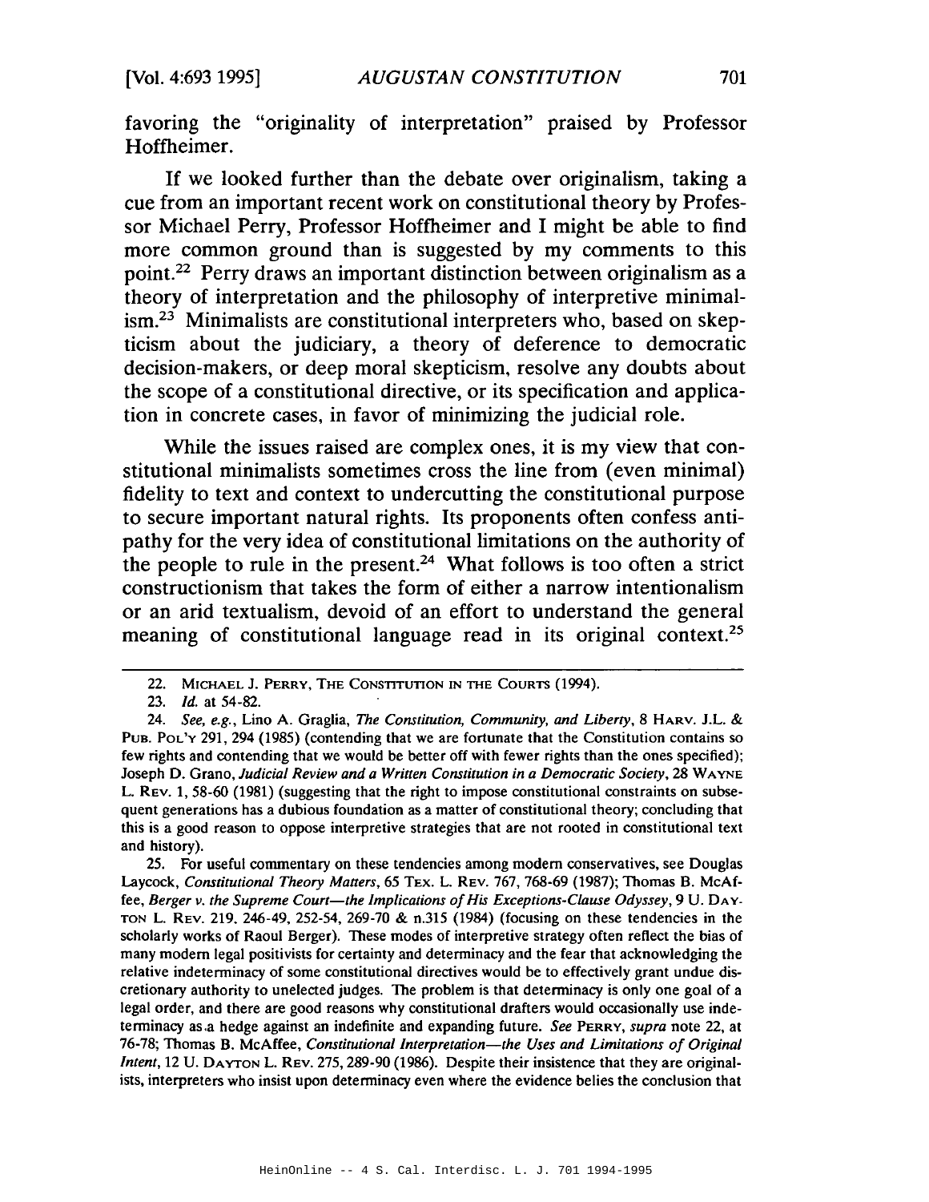favoring the "originality of interpretation" praised by Professor Hoffheimer.

If we looked further than the debate over originalism, taking a cue from an important recent work on constitutional theory by Professor Michael Perry, Professor Hoffheimer and I might be able to find more common ground than is suggested by my comments to this point.[22] Perry draws an important distinction between originalism as a theory of interpretation and the philosophy of interpretive minimalism.[23] Minimalists are constitutional interpreters who, based on skepticism about the judiciary, a theory of deference to democratic decision-makers, or deep moral skepticism, resolve any doubts about the scope of a constitutional directive, or its specification and application in concrete cases, in favor of minimizing the judicial role.

While the issues raised are complex ones, it is my view that constitutional minimalists sometimes cross the line from (even minimal) fidelity to text and context to undercutting the constitutional purpose to secure important natural rights. Its proponents often confess antipathy for the very idea of constitutional limitations on the authority of the people to rule in the present.[24] What follows is too often a strict constructionism that takes the form of either a narrow intentionalism or an arid textualism, devoid of an effort to understand the general meaning of constitutional language read in its original context.[25]

---

22. MICHAEL J. PERRY, THE CONSTITUTION IN THE COURTS (1994).

23. *Id.* at 54-82.

24. *See, e.g.*, Lino A. Graglia, *The Constitution, Community, and Liberty*, 8 HARV. J.L. & PUB. POL'Y 291, 294 (1985) (contending that we are fortunate that the Constitution contains so few rights and contending that we would be better off with fewer rights than the ones specified); Joseph D. Grano, *Judicial Review and a Written Constitution in a Democratic Society*, 28 WAYNE L. REV. 1, 58-60 (1981) (suggesting that the right to impose constitutional constraints on subsequent generations has a dubious foundation as a matter of constitutional theory; concluding that this is a good reason to oppose interpretive strategies that are not rooted in constitutional text and history).

25. For useful commentary on these tendencies among modern conservatives, see Douglas Laycock, *Constitutional Theory Matters*, 65 TEX. L. REV. 767, 768-69 (1987); Thomas B. McAffee, *Berger v. the Supreme Court—the Implications of His Exceptions-Clause Odyssey*, 9 U. DAYTON L. REV. 219, 246-49, 252-54, 269-70 & n.315 (1984) (focusing on these tendencies in the scholarly works of Raoul Berger). These modes of interpretive strategy often reflect the bias of many modern legal positivists for certainty and determinacy and the fear that acknowledging the relative indeterminacy of some constitutional directives would be to effectively grant undue discretionary authority to unelected judges. The problem is that determinacy is only one goal of a legal order, and there are good reasons why constitutional drafters would occasionally use indeterminacy as a hedge against an indefinite and expanding future. *See* PERRY, *supra* note 22, at 76-78; Thomas B. McAffee, *Constitutional Interpretation—the Uses and Limitations of Original Intent*, 12 U. DAYTON L. REV. 275, 289-90 (1986). Despite their insistence that they are originalists, interpreters who insist upon determinacy even where the evidence belies the conclusion that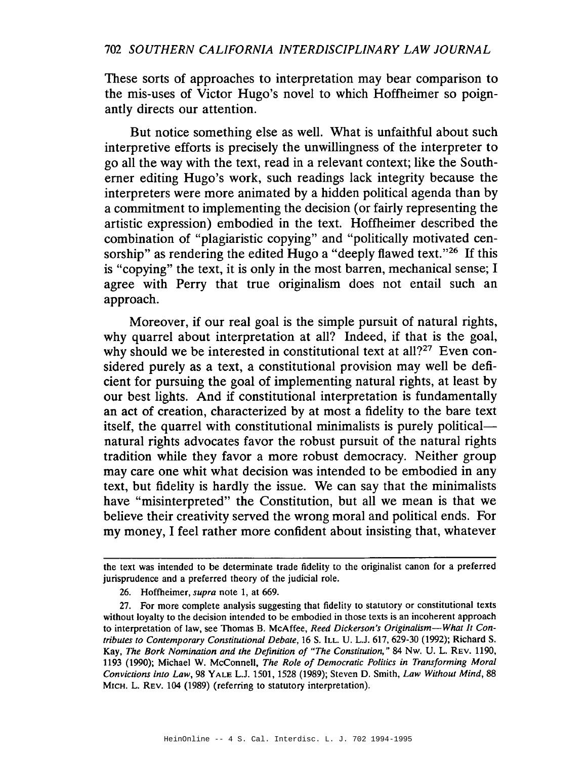These sorts of approaches to interpretation may bear comparison to the mis-uses of Victor Hugo's novel to which Hoffheimer so poignantly directs our attention.

But notice something else as well. What is unfaithful about such interpretive efforts is precisely the unwillingness of the interpreter to go all the way with the text, read in a relevant context; like the Southerner editing Hugo's work, such readings lack integrity because the interpreters were more animated by a hidden political agenda than by a commitment to implementing the decision (or fairly representing the artistic expression) embodied in the text. Hoffheimer described the combination of "plagiaristic copying" and "politically motivated censorship" as rendering the edited Hugo a "deeply flawed text."[26] If this is "copying" the text, it is only in the most barren, mechanical sense; I agree with Perry that true originalism does not entail such an approach.

Moreover, if our real goal is the simple pursuit of natural rights, why quarrel about interpretation at all? Indeed, if that is the goal, why should we be interested in constitutional text at all?[27] Even considered purely as a text, a constitutional provision may well be deficient for pursuing the goal of implementing natural rights, at least by our best lights. And if constitutional interpretation is fundamentally an act of creation, characterized by at most a fidelity to the bare text itself, the quarrel with constitutional minimalists is purely political—natural rights advocates favor the robust pursuit of the natural rights tradition while they favor a more robust democracy. Neither group may care one whit what decision was intended to be embodied in any text, but fidelity is hardly the issue. We can say that the minimalists have "misinterpreted" the Constitution, but all we mean is that we believe their creativity served the wrong moral and political ends. For my money, I feel rather more confident about insisting that, whatever

---

the text was intended to be determinate trade fidelity to the originalist canon for a preferred jurisprudence and a preferred theory of the judicial role.

26. Hoffheimer, *supra* note 1, at 669.

27. For more complete analysis suggesting that fidelity to statutory or constitutional texts without loyalty to the decision intended to be embodied in those texts is an incoherent approach to interpretation of law, see Thomas B. McAffee, *Reed Dickerson's Originalism—What It Contributes to Contemporary Constitutional Debate*, 16 S. ILL. U. L.J. 617, 629-30 (1992); Richard S. Kay, *The Bork Nomination and the Definition of "The Constitution,"* 84 NW. U. L. REV. 1190, 1193 (1990); Michael W. McConnell, *The Role of Democratic Politics in Transforming Moral Convictions into Law*, 98 YALE L.J. 1501, 1528 (1989); Steven D. Smith, *Law Without Mind*, 88 MICH. L. REV. 104 (1989) (referring to statutory interpretation).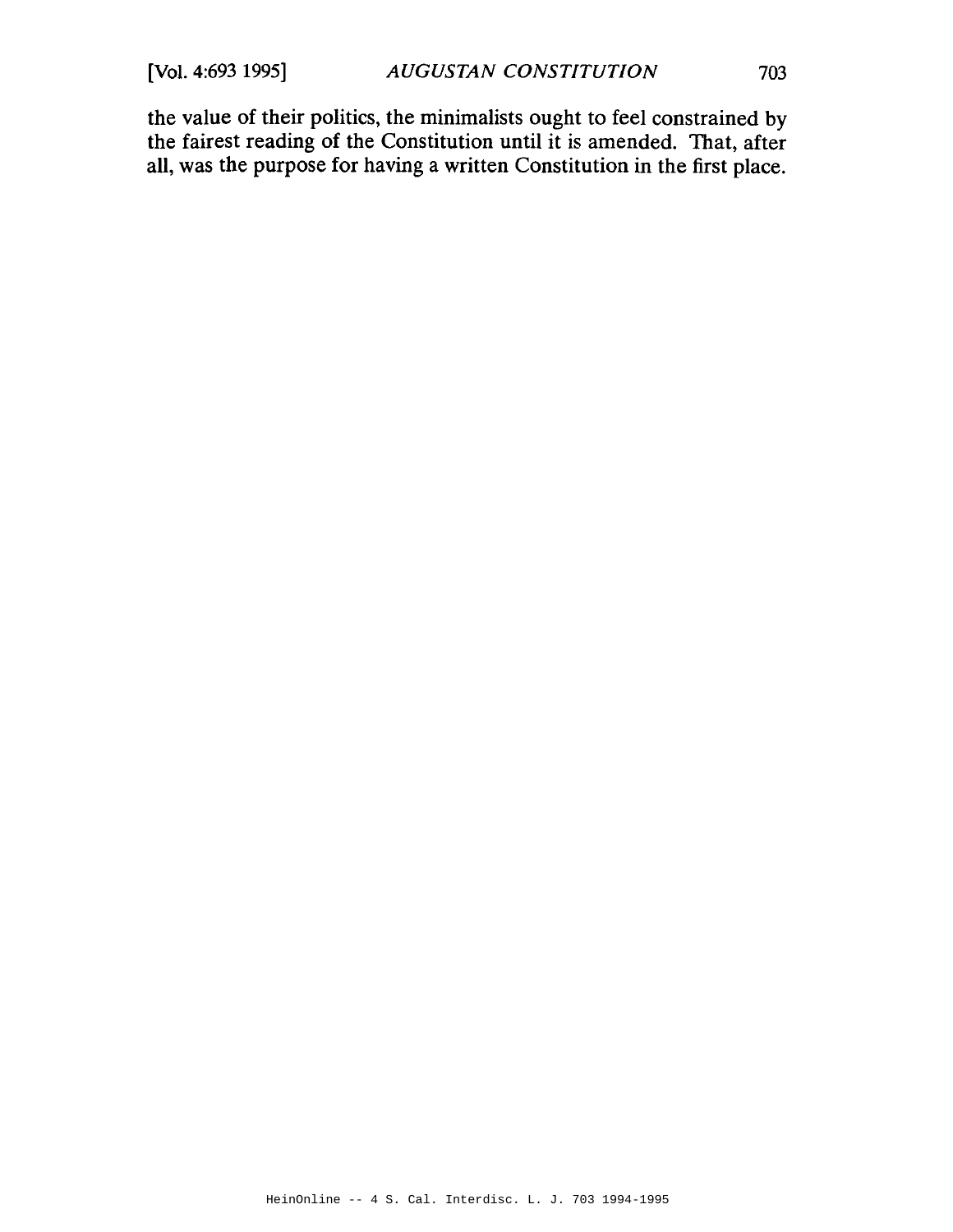the value of their politics, the minimalists ought to feel constrained by the fairest reading of the Constitution until it is amended. That, after all, was the purpose for having a written Constitution in the first place.